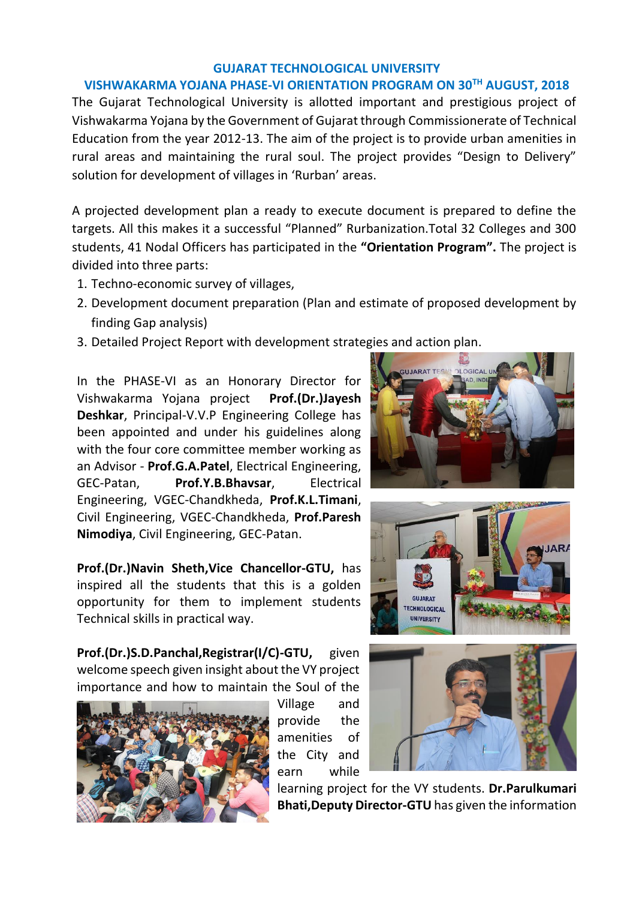## GUJARAT TECHNOLOGICAL UNIVERSITY

## VISHWAKARMA YOJANA PHASE-VI ORIENTATION PROGRAM ON 30TH AUGUST, 2018

The Gujarat Technological University is allotted important and prestigious project of Vishwakarma Yojana by the Government of Gujarat through Commissionerate of Technical Education from the year 2012-13. The aim of the project is to provide urban amenities in rural areas and maintaining the rural soul. The project provides "Design to Delivery" solution for development of villages in 'Rurban' areas.

A projected development plan a ready to execute document is prepared to define the targets. All this makes it a successful "Planned" Rurbanization.Total 32 Colleges and 300 students, 41 Nodal Officers has participated in the **"Orientation Program".** The project is divided into three parts:

1. Techno-economic survey of villages,
2. Development document preparation (Plan and estimate of proposed development by finding Gap analysis)
3. Detailed Project Report with development strategies and action plan.

In the PHASE-VI as an Honorary Director for Vishwakarma Yojana project **Prof.(Dr.)Jayesh Deshkar**, Principal-V.V.P Engineering College has been appointed and under his guidelines along with the four core committee member working as an Advisor - **Prof.G.A.Patel**, Electrical Engineering, GEC-Patan, **Prof.Y.B.Bhavsar**, Electrical Engineering, VGEC-Chandkheda, **Prof.K.L.Timani**, Civil Engineering, VGEC-Chandkheda, **Prof.Paresh Nimodiya**, Civil Engineering, GEC-Patan.

**Prof.(Dr.)Navin Sheth,Vice Chancellor-GTU,** has inspired all the students that this is a golden opportunity for them to implement students Technical skills in practical way.

**Prof.(Dr.)S.D.Panchal,Registrar(I/C)-GTU,** given welcome speech given insight about the VY project importance and how to maintain the Soul of the Village and provide the amenities of the City and earn while learning project for the VY students. **Dr.Parulkumari Bhati,Deputy Director-GTU** has given the information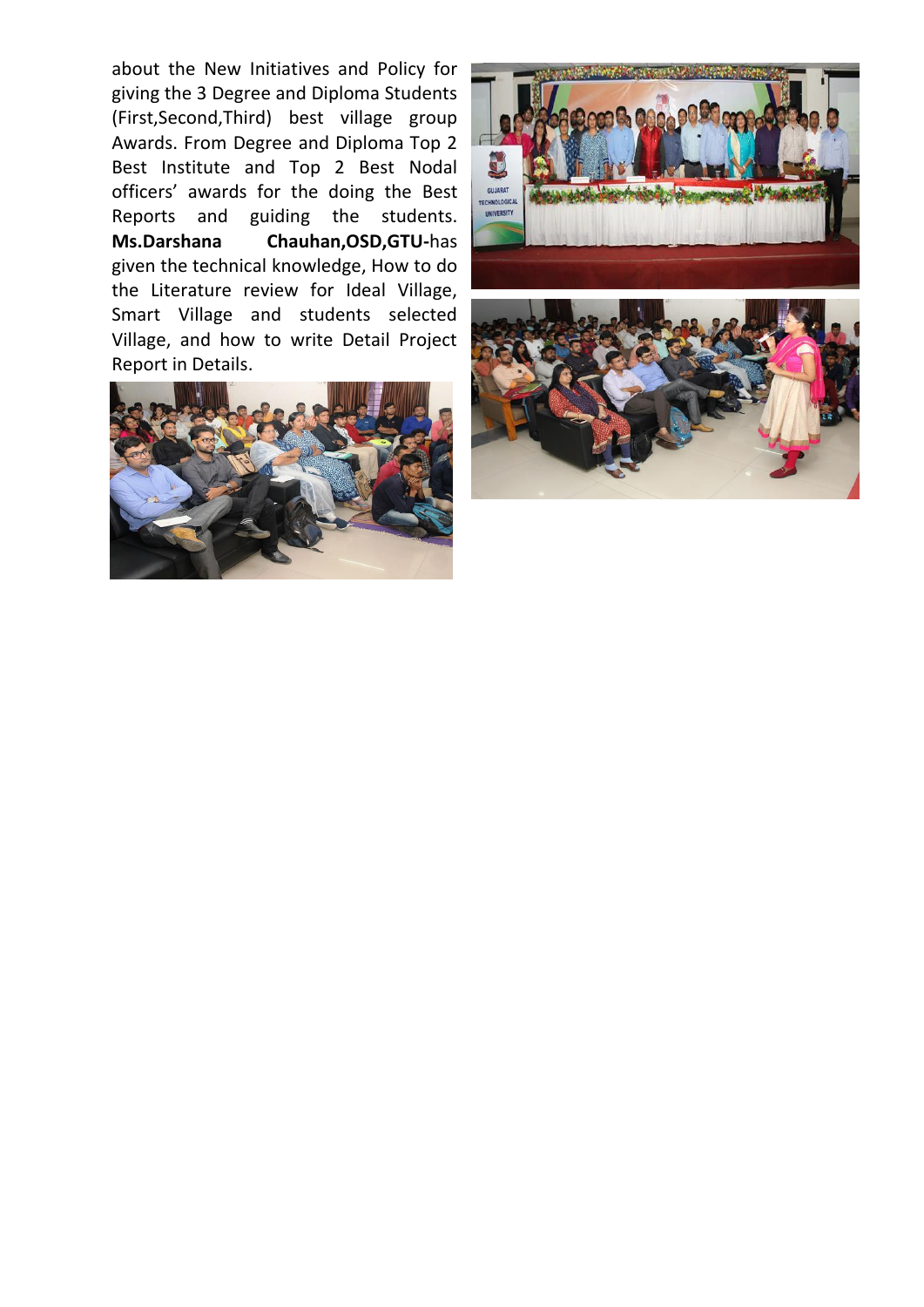about the New Initiatives and Policy for giving the 3 Degree and Diploma Students (First,Second,Third) best village group Awards. From Degree and Diploma Top 2 Best Institute and Top 2 Best Nodal officers' awards for the doing the Best Reports and guiding the students. **Ms.Darshana Chauhan,OSD,GTU-**has given the technical knowledge, How to do the Literature review for Ideal Village, Smart Village and students selected Village, and how to write Detail Project Report in Details.